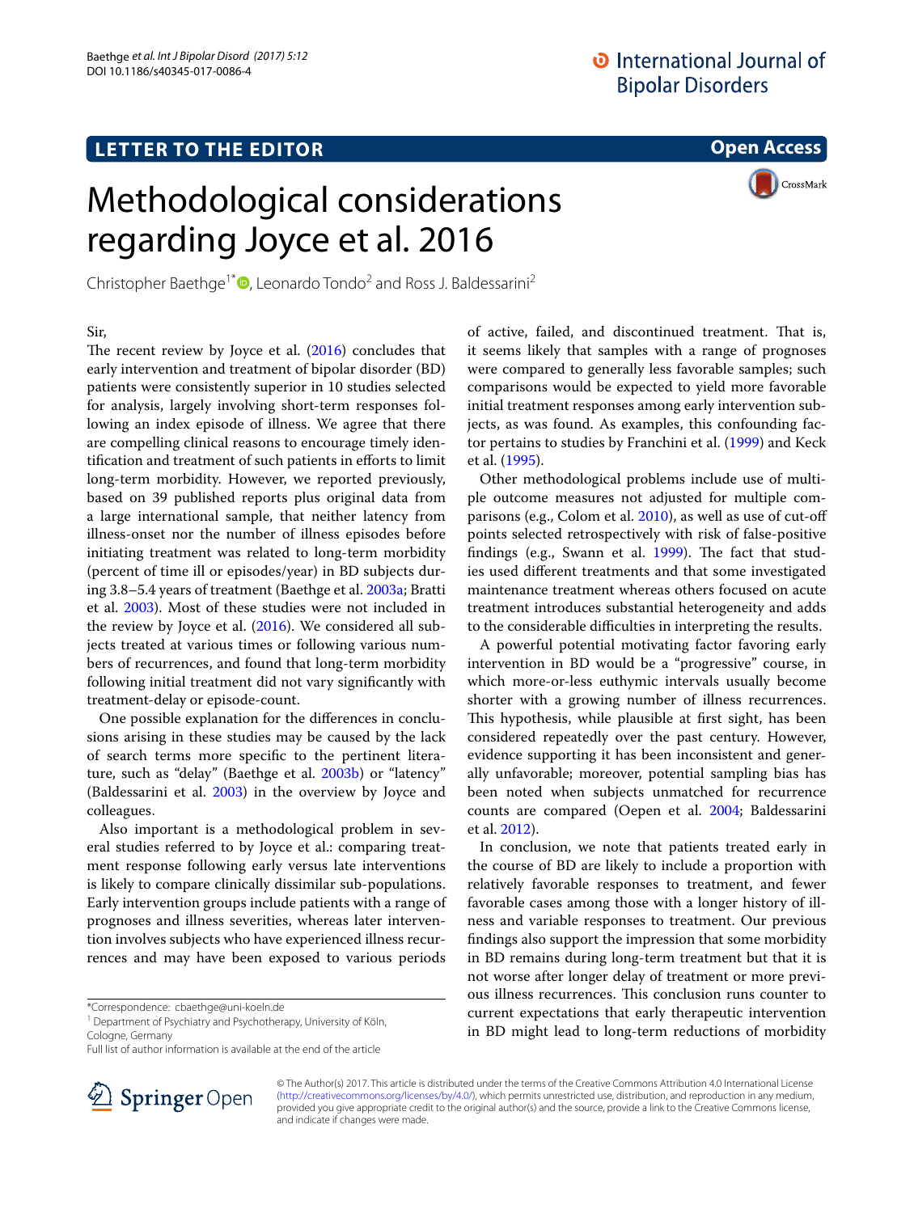LETTER TO THE EDITOR

Open Access

# Methodological considerations regarding Joyce et al. 2016

Christopher Baethge[1*], Leonardo Tondo[2] and Ross J. Baldessarini[2]

Sir,

The recent review by Joyce et al. (2016) concludes that early intervention and treatment of bipolar disorder (BD) patients were consistently superior in 10 studies selected for analysis, largely involving short-term responses following an index episode of illness. We agree that there are compelling clinical reasons to encourage timely identification and treatment of such patients in efforts to limit long-term morbidity. However, we reported previously, based on 39 published reports plus original data from a large international sample, that neither latency from illness-onset nor the number of illness episodes before initiating treatment was related to long-term morbidity (percent of time ill or episodes/year) in BD subjects during 3.8–5.4 years of treatment (Baethge et al. 2003a; Bratti et al. 2003). Most of these studies were not included in the review by Joyce et al. (2016). We considered all subjects treated at various times or following various numbers of recurrences, and found that long-term morbidity following initial treatment did not vary significantly with treatment-delay or episode-count.

One possible explanation for the differences in conclusions arising in these studies may be caused by the lack of search terms more specific to the pertinent literature, such as "delay" (Baethge et al. 2003b) or "latency" (Baldessarini et al. 2003) in the overview by Joyce and colleagues.

Also important is a methodological problem in several studies referred to by Joyce et al.: comparing treatment response following early versus late interventions is likely to compare clinically dissimilar sub-populations. Early intervention groups include patients with a range of prognoses and illness severities, whereas later intervention involves subjects who have experienced illness recurrences and may have been exposed to various periods of active, failed, and discontinued treatment. That is, it seems likely that samples with a range of prognoses were compared to generally less favorable samples; such comparisons would be expected to yield more favorable initial treatment responses among early intervention subjects, as was found. As examples, this confounding factor pertains to studies by Franchini et al. (1999) and Keck et al. (1995).

Other methodological problems include use of multiple outcome measures not adjusted for multiple comparisons (e.g., Colom et al. 2010), as well as use of cut-off points selected retrospectively with risk of false-positive findings (e.g., Swann et al. 1999). The fact that studies used different treatments and that some investigated maintenance treatment whereas others focused on acute treatment introduces substantial heterogeneity and adds to the considerable difficulties in interpreting the results.

A powerful potential motivating factor favoring early intervention in BD would be a "progressive" course, in which more-or-less euthymic intervals usually become shorter with a growing number of illness recurrences. This hypothesis, while plausible at first sight, has been considered repeatedly over the past century. However, evidence supporting it has been inconsistent and generally unfavorable; moreover, potential sampling bias has been noted when subjects unmatched for recurrence counts are compared (Oepen et al. 2004; Baldessarini et al. 2012).

In conclusion, we note that patients treated early in the course of BD are likely to include a proportion with relatively favorable responses to treatment, and fewer favorable cases among those with a longer history of illness and variable responses to treatment. Our previous findings also support the impression that some morbidity in BD remains during long-term treatment but that it is not worse after longer delay of treatment or more previous illness recurrences. This conclusion runs counter to current expectations that early therapeutic intervention in BD might lead to long-term reductions of morbidity

*Correspondence: cbaethge@uni-koeln.de

[1] Department of Psychiatry and Psychotherapy, University of Köln, Cologne, Germany

Full list of author information is available at the end of the article

© The Author(s) 2017. This article is distributed under the terms of the Creative Commons Attribution 4.0 International License (http://creativecommons.org/licenses/by/4.0/), which permits unrestricted use, distribution, and reproduction in any medium, provided you give appropriate credit to the original author(s) and the source, provide a link to the Creative Commons license, and indicate if changes were made.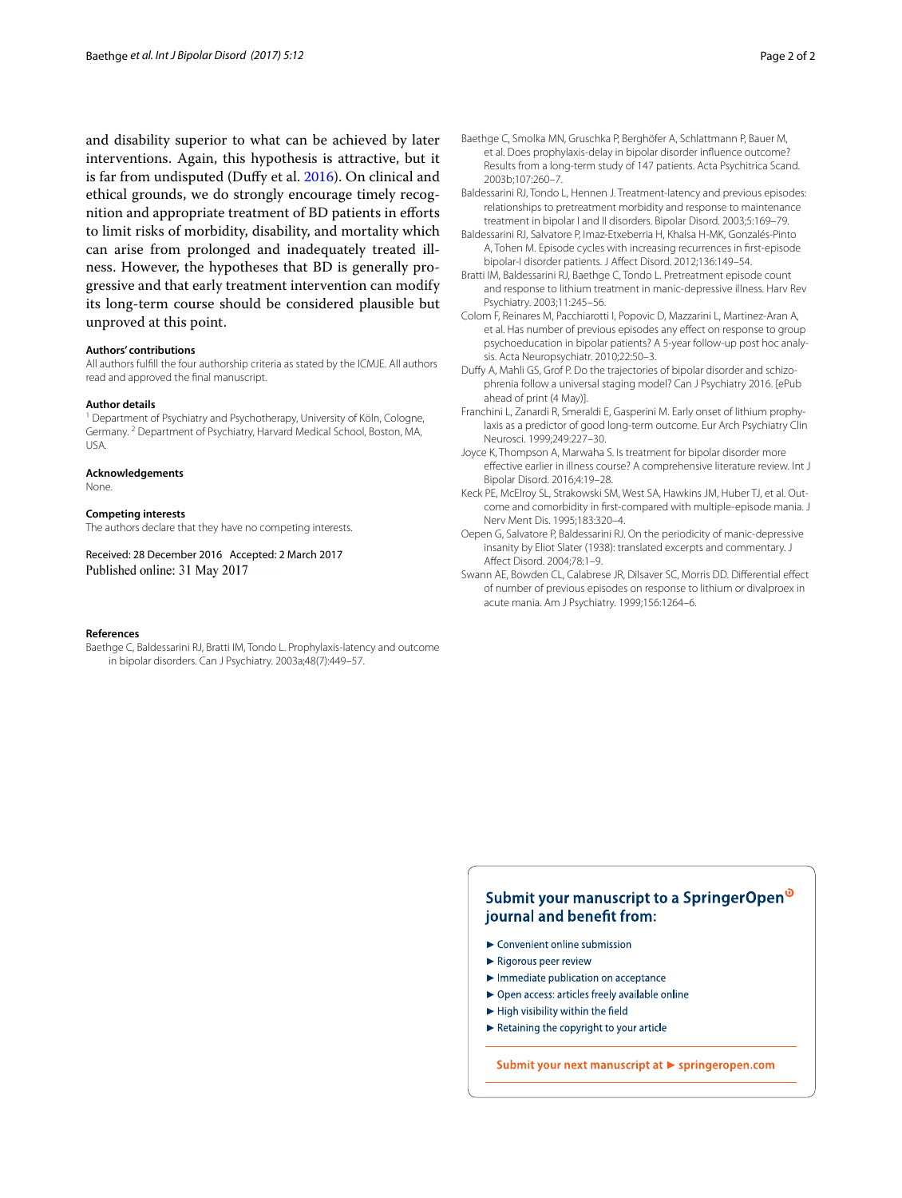and disability superior to what can be achieved by later interventions. Again, this hypothesis is attractive, but it is far from undisputed (Duffy et al. 2016). On clinical and ethical grounds, we do strongly encourage timely recognition and appropriate treatment of BD patients in efforts to limit risks of morbidity, disability, and mortality which can arise from prolonged and inadequately treated illness. However, the hypotheses that BD is generally progressive and that early treatment intervention can modify its long-term course should be considered plausible but unproved at this point.

### Authors' contributions

All authors fulfill the four authorship criteria as stated by the ICMJE. All authors read and approved the final manuscript.

### Author details

[1] Department of Psychiatry and Psychotherapy, University of Köln, Cologne, Germany. [2] Department of Psychiatry, Harvard Medical School, Boston, MA, USA.

### Acknowledgements

None.

### Competing interests

The authors declare that they have no competing interests.

Received: 28 December 2016 Accepted: 2 March 2017
Published online: 31 May 2017

### References

Baethge C, Baldessarini RJ, Bratti IM, Tondo L. Prophylaxis-latency and outcome in bipolar disorders. Can J Psychiatry. 2003a;48(7):449–57.

Baethge C, Smolka MN, Gruschka P, Berghöfer A, Schlattmann P, Bauer M, et al. Does prophylaxis-delay in bipolar disorder influence outcome? Results from a long-term study of 147 patients. Acta Psychitrica Scand. 2003b;107:260–7.

Baldessarini RJ, Tondo L, Hennen J. Treatment-latency and previous episodes: relationships to pretreatment morbidity and response to maintenance treatment in bipolar I and II disorders. Bipolar Disord. 2003;5:169–79.

Baldessarini RJ, Salvatore P, Imaz-Etxeberria H, Khalsa H-MK, Gonzalés-Pinto A, Tohen M. Episode cycles with increasing recurrences in first-episode bipolar-I disorder patients. J Affect Disord. 2012;136:149–54.

Bratti IM, Baldessarini RJ, Baethge C, Tondo L. Pretreatment episode count and response to lithium treatment in manic-depressive illness. Harv Rev Psychiatry. 2003;11:245–56.

Colom F, Reinares M, Pacchiarotti I, Popovic D, Mazzarini L, Martinez-Aran A, et al. Has number of previous episodes any effect on response to group psychoeducation in bipolar patients? A 5-year follow-up post hoc analysis. Acta Neuropsychiatr. 2010;22:50–3.

Duffy A, Mahli GS, Grof P. Do the trajectories of bipolar disorder and schizophrenia follow a universal staging model? Can J Psychiatry 2016. [ePub ahead of print (4 May)].

Franchini L, Zanardi R, Smeraldi E, Gasperini M. Early onset of lithium prophylaxis as a predictor of good long-term outcome. Eur Arch Psychiatry Clin Neurosci. 1999;249:227–30.

Joyce K, Thompson A, Marwaha S. Is treatment for bipolar disorder more effective earlier in illness course? A comprehensive literature review. Int J Bipolar Disord. 2016;4:19–28.

Keck PE, McElroy SL, Strakowski SM, West SA, Hawkins JM, Huber TJ, et al. Outcome and comorbidity in first-compared with multiple-episode mania. J Nerv Ment Dis. 1995;183:320–4.

Oepen G, Salvatore P, Baldessarini RJ. On the periodicity of manic-depressive insanity by Eliot Slater (1938): translated excerpts and commentary. J Affect Disord. 2004;78:1–9.

Swann AE, Bowden CL, Calabrese JR, Dilsaver SC, Morris DD. Differential effect of number of previous episodes on response to lithium or divalproex in acute mania. Am J Psychiatry. 1999;156:1264–6.

**Submit your manuscript to a SpringerOpen journal and benefit from:**

- ► Convenient online submission
- ► Rigorous peer review
- ► Immediate publication on acceptance
- ► Open access: articles freely available online
- ► High visibility within the field
- ► Retaining the copyright to your article

**Submit your next manuscript at ► springeropen.com**